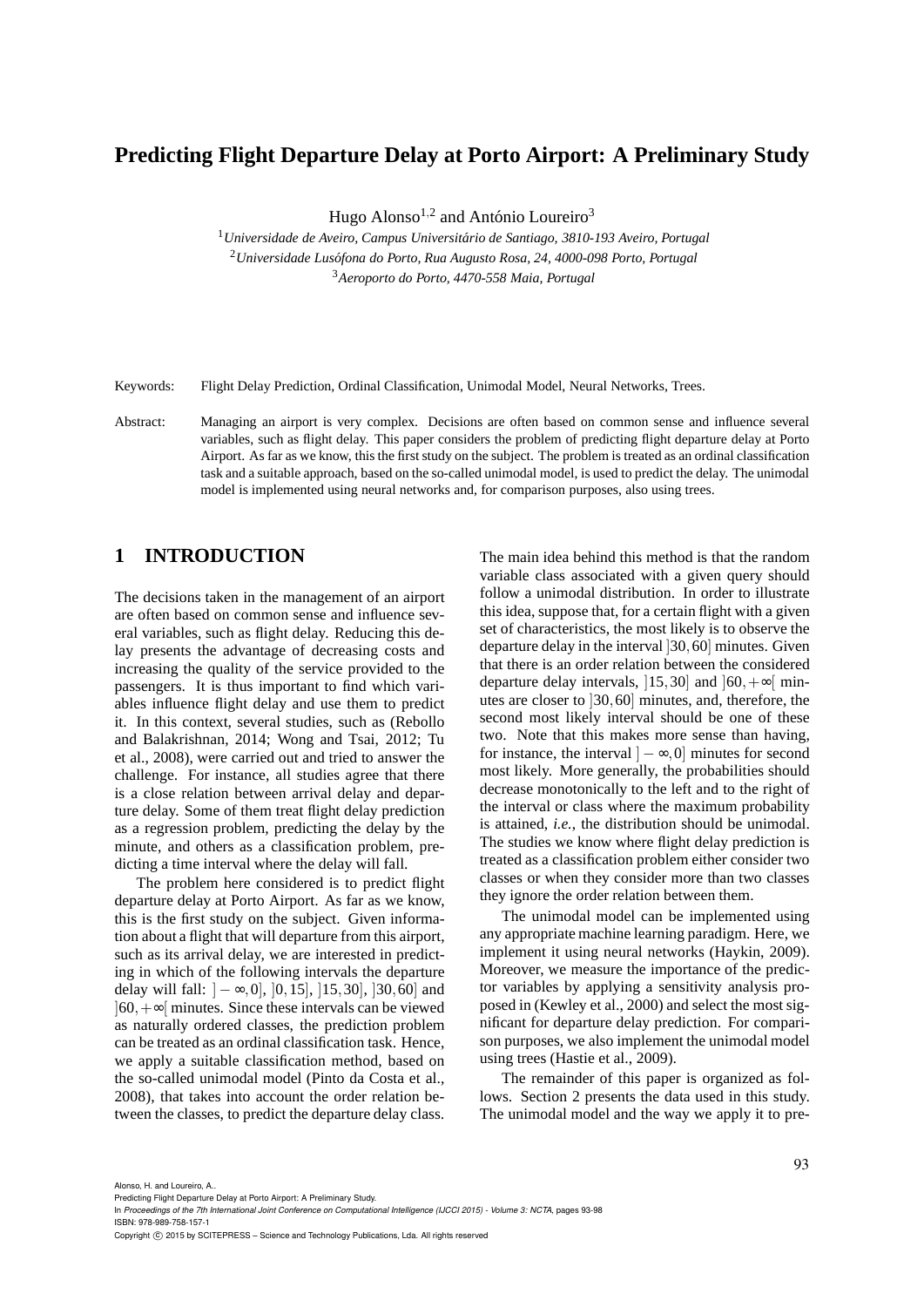# Predicting Flight Departure Delay at Porto Airport: A Preliminary Study

Hugo Alonso[1,2] and António Loureiro[3]

[1] *Universidade de Aveiro, Campus Universitário de Santiago, 3810-193 Aveiro, Portugal*
[2] *Universidade Lusófona do Porto, Rua Augusto Rosa, 24, 4000-098 Porto, Portugal*
[3] *Aeroporto do Porto, 4470-558 Maia, Portugal*

Keywords: Flight Delay Prediction, Ordinal Classification, Unimodal Model, Neural Networks, Trees.

Abstract: Managing an airport is very complex. Decisions are often based on common sense and influence several variables, such as flight delay. This paper considers the problem of predicting flight departure delay at Porto Airport. As far as we know, this the first study on the subject. The problem is treated as an ordinal classification task and a suitable approach, based on the so-called unimodal model, is used to predict the delay. The unimodal model is implemented using neural networks and, for comparison purposes, also using trees.

## 1 INTRODUCTION

The decisions taken in the management of an airport are often based on common sense and influence several variables, such as flight delay. Reducing this delay presents the advantage of decreasing costs and increasing the quality of the service provided to the passengers. It is thus important to find which variables influence flight delay and use them to predict it. In this context, several studies, such as (Rebollo and Balakrishnan, 2014; Wong and Tsai, 2012; Tu et al., 2008), were carried out and tried to answer the challenge. For instance, all studies agree that there is a close relation between arrival delay and departure delay. Some of them treat flight delay prediction as a regression problem, predicting the delay by the minute, and others as a classification problem, predicting a time interval where the delay will fall.

The problem here considered is to predict flight departure delay at Porto Airport. As far as we know, this is the first study on the subject. Given information about a flight that will departure from this airport, such as its arrival delay, we are interested in predicting in which of the following intervals the departure delay will fall: $]-\infty,0]$, $]0,15]$, $]15,30]$, $]30,60]$ and $]60,+\infty[$ minutes. Since these intervals can be viewed as naturally ordered classes, the prediction problem can be treated as an ordinal classification task. Hence, we apply a suitable classification method, based on the so-called unimodal model (Pinto da Costa et al., 2008), that takes into account the order relation between the classes, to predict the departure delay class. The main idea behind this method is that the random variable class associated with a given query should follow a unimodal distribution. In order to illustrate this idea, suppose that, for a certain flight with a given set of characteristics, the most likely is to observe the departure delay in the interval $]30,60]$ minutes. Given that there is an order relation between the considered departure delay intervals, $]15,30]$ and $]60,+\infty[$ minutes are closer to $]30,60]$ minutes, and, therefore, the second most likely interval should be one of these two. Note that this makes more sense than having, for instance, the interval $]-\infty,0]$ minutes for second most likely. More generally, the probabilities should decrease monotonically to the left and to the right of the interval or class where the maximum probability is attained, *i.e.*, the distribution should be unimodal. The studies we know where flight delay prediction is treated as a classification problem either consider two classes or when they consider more than two classes they ignore the order relation between them.

The unimodal model can be implemented using any appropriate machine learning paradigm. Here, we implement it using neural networks (Haykin, 2009). Moreover, we measure the importance of the predictor variables by applying a sensitivity analysis proposed in (Kewley et al., 2000) and select the most significant for departure delay prediction. For comparison purposes, we also implement the unimodal model using trees (Hastie et al., 2009).

The remainder of this paper is organized as follows. Section 2 presents the data used in this study. The unimodal model and the way we apply it to pre-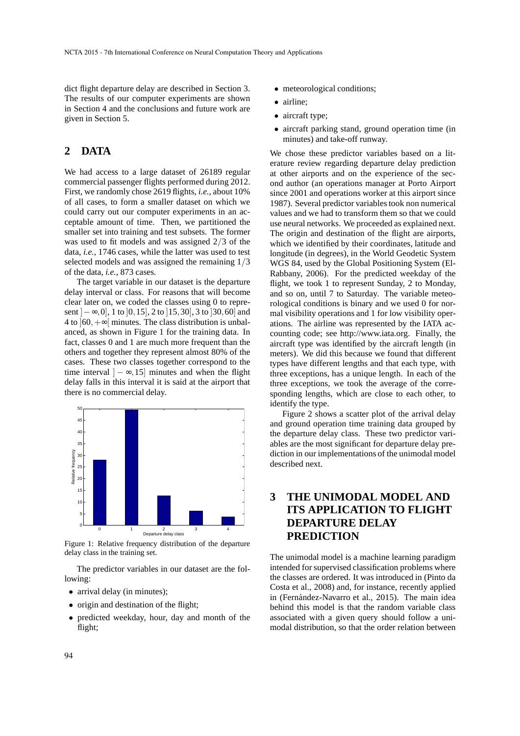dict flight departure delay are described in Section 3. The results of our computer experiments are shown in Section 4 and the conclusions and future work are given in Section 5.

## 2 DATA

We had access to a large dataset of 26189 regular commercial passenger flights performed during 2012. First, we randomly chose 2619 flights, *i.e.*, about 10% of all cases, to form a smaller dataset on which we could carry out our computer experiments in an acceptable amount of time. Then, we partitioned the smaller set into training and test subsets. The former was used to fit models and was assigned $2/3$ of the data, *i.e.*, 1746 cases, while the latter was used to test selected models and was assigned the remaining $1/3$ of the data, *i.e.*, 873 cases.

The target variable in our dataset is the departure delay interval or class. For reasons that will become clear later on, we coded the classes using 0 to represent $]-\infty,0]$, 1 to $]0,15]$, 2 to $]15,30]$, 3 to $]30,60]$ and 4 to $]60,+\infty[$ minutes. The class distribution is unbalanced, as shown in Figure 1 for the training data. In fact, classes 0 and 1 are much more frequent than the others and together they represent almost 80% of the cases. These two classes together correspond to the time interval $]-\infty,15]$ minutes and when the flight delay falls in this interval it is said at the airport that there is no commercial delay.

Figure 1: Relative frequency distribution of the departure delay class in the training set.

The predictor variables in our dataset are the following:

- arrival delay (in minutes);
- origin and destination of the flight;
- predicted weekday, hour, day and month of the flight;
- meteorological conditions;
- airline;
- aircraft type;
- aircraft parking stand, ground operation time (in minutes) and take-off runway.

We chose these predictor variables based on a literature review regarding departure delay prediction at other airports and on the experience of the second author (an operations manager at Porto Airport since 2001 and operations worker at this airport since 1987). Several predictor variables took non numerical values and we had to transform them so that we could use neural networks. We proceeded as explained next. The origin and destination of the flight are airports, which we identified by their coordinates, latitude and longitude (in degrees), in the World Geodetic System WGS 84, used by the Global Positioning System (El-Rabbany, 2006). For the predicted weekday of the flight, we took 1 to represent Sunday, 2 to Monday, and so on, until 7 to Saturday. The variable meteorological conditions is binary and we used 0 for normal visibility operations and 1 for low visibility operations. The airline was represented by the IATA accounting code; see http://www.iata.org. Finally, the aircraft type was identified by the aircraft length (in meters). We did this because we found that different types have different lengths and that each type, with three exceptions, has a unique length. In each of the three exceptions, we took the average of the corresponding lengths, which are close to each other, to identify the type.

Figure 2 shows a scatter plot of the arrival delay and ground operation time training data grouped by the departure delay class. These two predictor variables are the most significant for departure delay prediction in our implementations of the unimodal model described next.

## 3 THE UNIMODAL MODEL AND ITS APPLICATION TO FLIGHT DEPARTURE DELAY PREDICTION

The unimodal model is a machine learning paradigm intended for supervised classification problems where the classes are ordered. It was introduced in (Pinto da Costa et al., 2008) and, for instance, recently applied in (Fernández-Navarro et al., 2015). The main idea behind this model is that the random variable class associated with a given query should follow a unimodal distribution, so that the order relation between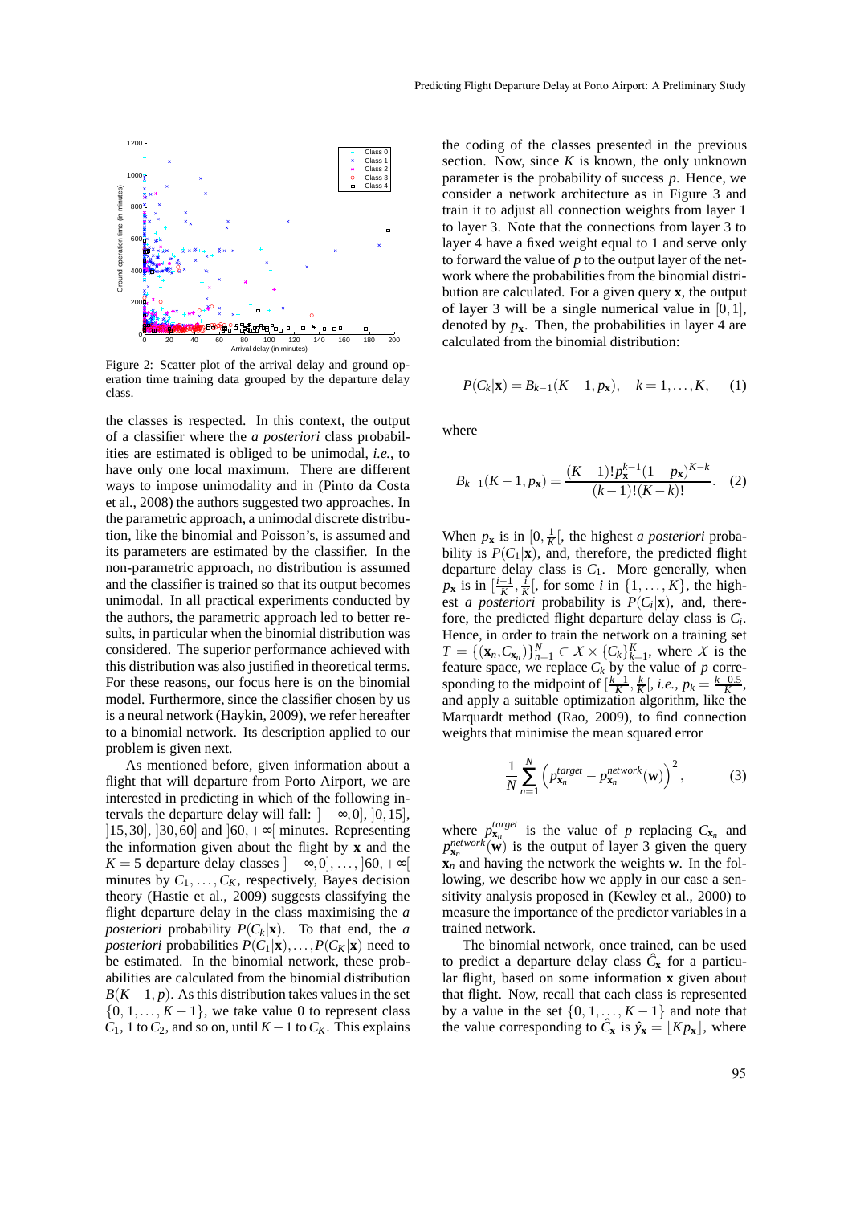Figure 2: Scatter plot of the arrival delay and ground operation time training data grouped by the departure delay class.

the classes is respected. In this context, the output of a classifier where the *a posteriori* class probabilities are estimated is obliged to be unimodal, *i.e.*, to have only one local maximum. There are different ways to impose unimodality and in (Pinto da Costa et al., 2008) the authors suggested two approaches. In the parametric approach, a unimodal discrete distribution, like the binomial and Poisson's, is assumed and its parameters are estimated by the classifier. In the non-parametric approach, no distribution is assumed and the classifier is trained so that its output becomes unimodal. In all practical experiments conducted by the authors, the parametric approach led to better results, in particular when the binomial distribution was considered. The superior performance achieved with this distribution was also justified in theoretical terms. For these reasons, our focus here is on the binomial model. Furthermore, since the classifier chosen by us is a neural network (Haykin, 2009), we refer hereafter to a binomial network. Its description applied to our problem is given next.

As mentioned before, given information about a flight that will departure from Porto Airport, we are interested in predicting in which of the following intervals the departure delay will fall: $]-\infty,0]$, $]0,15]$, $]15,30]$, $]30,60]$ and $]60,+\infty[$ minutes. Representing the information given about the flight by $\mathbf{x}$ and the $K=5$ departure delay classes $]-\infty,0], \ldots, ]60,+\infty[$ minutes by $C_1,\ldots,C_K$, respectively, Bayes decision theory (Hastie et al., 2009) suggests classifying the flight departure delay in the class maximising the *a posteriori* probability $P(C_k|\mathbf{x})$. To that end, the *a posteriori* probabilities $P(C_1|\mathbf{x}),\ldots,P(C_K|\mathbf{x})$ need to be estimated. In the binomial network, these probabilities are calculated from the binomial distribution $B(K-1,p)$. As this distribution takes values in the set $\{0,1,\ldots,K-1\}$, we take value 0 to represent class $C_1$, 1 to $C_2$, and so on, until $K-1$ to $C_K$. This explains the coding of the classes presented in the previous section. Now, since $K$ is known, the only unknown parameter is the probability of success $p$. Hence, we consider a network architecture as in Figure 3 and train it to adjust all connection weights from layer 1 to layer 3. Note that the connections from layer 3 to layer 4 have a fixed weight equal to 1 and serve only to forward the value of $p$ to the output layer of the network where the probabilities from the binomial distribution are calculated. For a given query $\mathbf{x}$, the output of layer 3 will be a single numerical value in $[0,1]$, denoted by $p_{\mathbf{x}}$. Then, the probabilities in layer 4 are calculated from the binomial distribution:

$$P(C_k|\mathbf{x}) = B_{k-1}(K-1,p_{\mathbf{x}}), \quad k=1,\ldots,K, \qquad (1)$$

where

$$B_{k-1}(K-1,p_{\mathbf{x}}) = \frac{(K-1)!\,p_{\mathbf{x}}^{k-1}(1-p_{\mathbf{x}})^{K-k}}{(k-1)!(K-k)!}. \qquad (2)$$

When $p_{\mathbf{x}}$ is in $[0,\frac{1}{K}[$, the highest *a posteriori* probability is $P(C_1|\mathbf{x})$, and, therefore, the predicted flight departure delay class is $C_1$. More generally, when $p_{\mathbf{x}}$ is in $[\frac{i-1}{K},\frac{i}{K}[$, for some $i$ in $\{1,\ldots,K\}$, the highest *a posteriori* probability is $P(C_i|\mathbf{x})$, and, therefore, the predicted flight departure delay class is $C_i$. Hence, in order to train the network on a training set $T=\{(\mathbf{x}_n,C_{\mathbf{x}_n})\}_{n=1}^{N} \subset \mathcal{X}\times\{C_k\}_{k=1}^{K}$, where $\mathcal{X}$ is the feature space, we replace $C_k$ by the value of $p$ corresponding to the midpoint of $[\frac{k-1}{K},\frac{k}{K}[$, *i.e.*, $p_k=\frac{k-0.5}{K}$, and apply a suitable optimization algorithm, like the Marquardt method (Rao, 2009), to find connection weights that minimise the mean squared error

$$\frac{1}{N}\sum_{n=1}^{N}\left(p_{\mathbf{x}_n}^{target}-p_{\mathbf{x}_n}^{network}(\mathbf{w})\right)^2, \qquad (3)$$

where $p_{\mathbf{x}_n}^{target}$ is the value of $p$ replacing $C_{\mathbf{x}_n}$ and $p_{\mathbf{x}_n}^{network}(\mathbf{w})$ is the output of layer 3 given the query $\mathbf{x}_n$ and having the network the weights $\mathbf{w}$. In the following, we describe how we apply in our case a sensitivity analysis proposed in (Kewley et al., 2000) to measure the importance of the predictor variables in a trained network.

The binomial network, once trained, can be used to predict a departure delay class $\hat{C}_{\mathbf{x}}$ for a particular flight, based on some information $\mathbf{x}$ given about that flight. Now, recall that each class is represented by a value in the set $\{0,1,\ldots,K-1\}$ and note that the value corresponding to $\hat{C}_{\mathbf{x}}$ is $\hat{y}_{\mathbf{x}}=\lfloor Kp_{\mathbf{x}}\rfloor$, where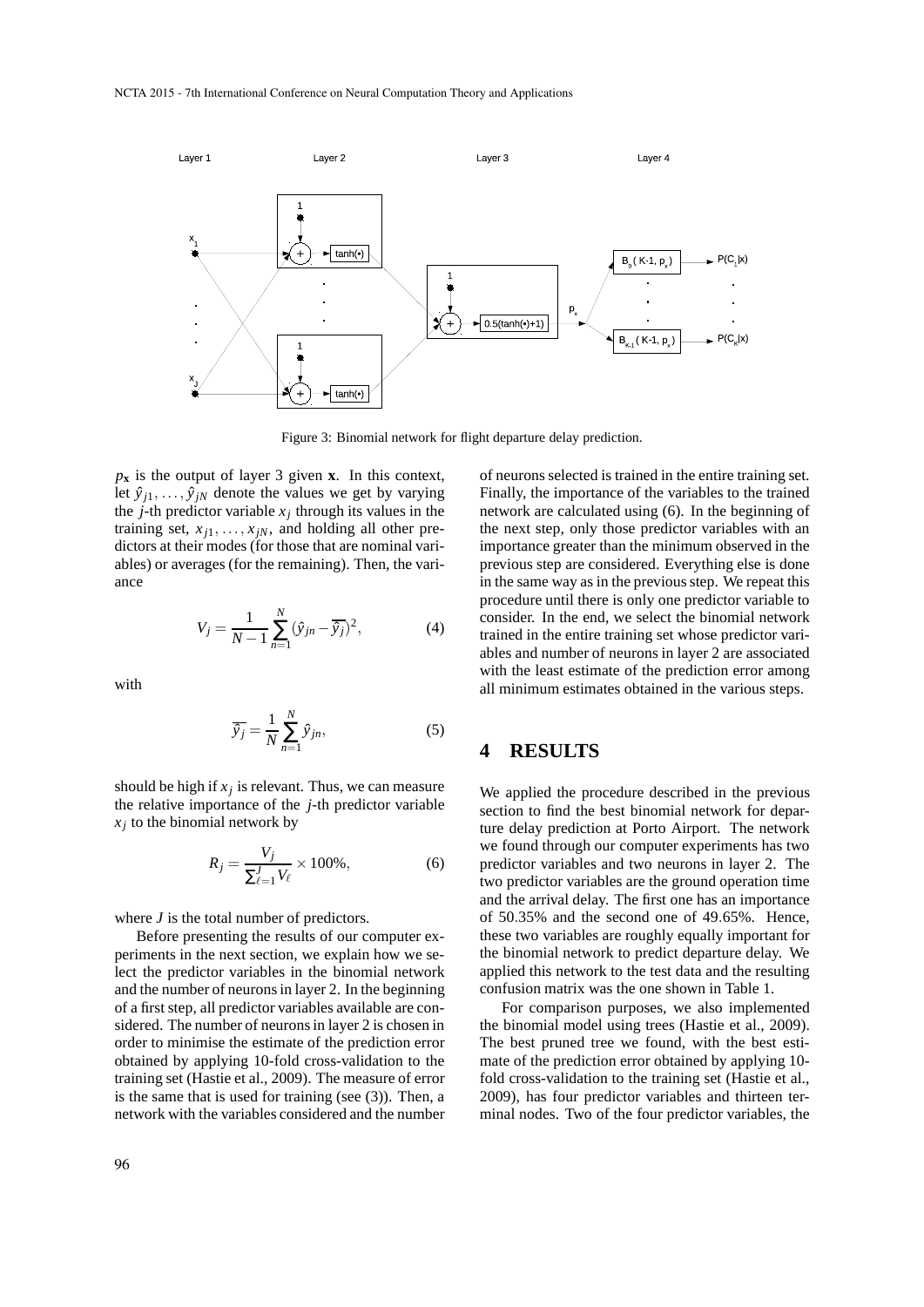Figure 3: Binomial network for flight departure delay prediction.

$p_{\mathbf{x}}$ is the output of layer 3 given $\mathbf{x}$. In this context, let $\hat{y}_{j1}, \ldots, \hat{y}_{jN}$ denote the values we get by varying the $j$-th predictor variable $x_j$ through its values in the training set, $x_{j1}, \ldots, x_{jN}$, and holding all other predictors at their modes (for those that are nominal variables) or averages (for the remaining). Then, the variance

$$V_j = \frac{1}{N-1} \sum_{n=1}^{N} (\hat{y}_{jn} - \overline{\hat{y}_j})^2, \tag{4}$$

with

$$\overline{\hat{y}_j} = \frac{1}{N} \sum_{n=1}^{N} \hat{y}_{jn}, \tag{5}$$

should be high if $x_j$ is relevant. Thus, we can measure the relative importance of the $j$-th predictor variable $x_j$ to the binomial network by

$$R_j = \frac{V_j}{\sum_{\ell=1}^{J} V_\ell} \times 100\%, \tag{6}$$

where $J$ is the total number of predictors.

Before presenting the results of our computer experiments in the next section, we explain how we select the predictor variables in the binomial network and the number of neurons in layer 2. In the beginning of a first step, all predictor variables available are considered. The number of neurons in layer 2 is chosen in order to minimise the estimate of the prediction error obtained by applying 10-fold cross-validation to the training set (Hastie et al., 2009). The measure of error is the same that is used for training (see (3)). Then, a network with the variables considered and the number of neurons selected is trained in the entire training set. Finally, the importance of the variables to the trained network are calculated using (6). In the beginning of the next step, only those predictor variables with an importance greater than the minimum observed in the previous step are considered. Everything else is done in the same way as in the previous step. We repeat this procedure until there is only one predictor variable to consider. In the end, we select the binomial network trained in the entire training set whose predictor variables and number of neurons in layer 2 are associated with the least estimate of the prediction error among all minimum estimates obtained in the various steps.

## 4 RESULTS

We applied the procedure described in the previous section to find the best binomial network for departure delay prediction at Porto Airport. The network we found through our computer experiments has two predictor variables and two neurons in layer 2. The two predictor variables are the ground operation time and the arrival delay. The first one has an importance of 50.35% and the second one of 49.65%. Hence, these two variables are roughly equally important for the binomial network to predict departure delay. We applied this network to the test data and the resulting confusion matrix was the one shown in Table 1.

For comparison purposes, we also implemented the binomial model using trees (Hastie et al., 2009). The best pruned tree we found, with the best estimate of the prediction error obtained by applying 10-fold cross-validation to the training set (Hastie et al., 2009), has four predictor variables and thirteen terminal nodes. Two of the four predictor variables, the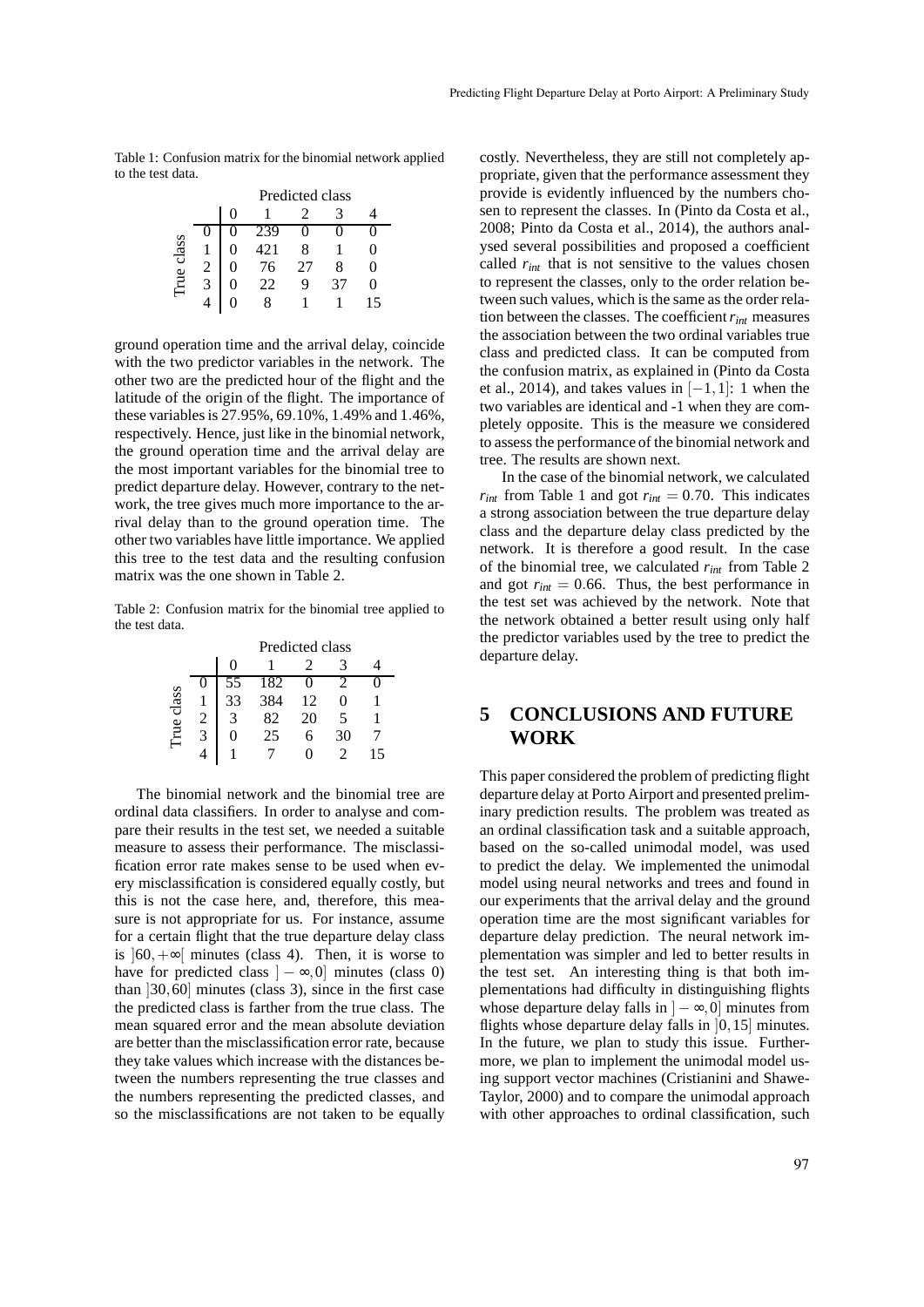Table 1: Confusion matrix for the binomial network applied to the test data.

| | | Predicted class | | | | |
|---|---|---|---|---|---|---|
| | | 0 | 1 | 2 | 3 | 4 |
| True class | 0 | 0 | 239 | 0 | 0 | 0 |
| | 1 | 0 | 421 | 8 | 1 | 0 |
| | 2 | 0 | 76 | 27 | 8 | 0 |
| | 3 | 0 | 22 | 9 | 37 | 0 |
| | 4 | 0 | 8 | 1 | 1 | 15 |

ground operation time and the arrival delay, coincide with the two predictor variables in the network. The other two are the predicted hour of the flight and the latitude of the origin of the flight. The importance of these variables is 27.95%, 69.10%, 1.49% and 1.46%, respectively. Hence, just like in the binomial network, the ground operation time and the arrival delay are the most important variables for the binomial tree to predict departure delay. However, contrary to the network, the tree gives much more importance to the arrival delay than to the ground operation time. The other two variables have little importance. We applied this tree to the test data and the resulting confusion matrix was the one shown in Table 2.

Table 2: Confusion matrix for the binomial tree applied to the test data.

| | | Predicted class | | | | |
|---|---|---|---|---|---|---|
| | | 0 | 1 | 2 | 3 | 4 |
| True class | 0 | 55 | 182 | 0 | 2 | 0 |
| | 1 | 33 | 384 | 12 | 0 | 1 |
| | 2 | 3 | 82 | 20 | 5 | 1 |
| | 3 | 0 | 25 | 6 | 30 | 7 |
| | 4 | 1 | 7 | 0 | 2 | 15 |

The binomial network and the binomial tree are ordinal data classifiers. In order to analyse and compare their results in the test set, we needed a suitable measure to assess their performance. The misclassification error rate makes sense to be used when every misclassification is considered equally costly, but this is not the case here, and, therefore, this measure is not appropriate for us. For instance, assume for a certain flight that the true departure delay class is $]60,+\infty[$ minutes (class 4). Then, it is worse to have for predicted class $]-\infty,0]$ minutes (class 0) than $]30,60]$ minutes (class 3), since in the first case the predicted class is farther from the true class. The mean squared error and the mean absolute deviation are better than the misclassification error rate, because they take values which increase with the distances between the numbers representing the true classes and the numbers representing the predicted classes, and so the misclassifications are not taken to be equally costly. Nevertheless, they are still not completely appropriate, given that the performance assessment they provide is evidently influenced by the numbers chosen to represent the classes. In (Pinto da Costa et al., 2008; Pinto da Costa et al., 2014), the authors analysed several possibilities and proposed a coefficient called $r_{int}$ that is not sensitive to the values chosen to represent the classes, only to the order relation between such values, which is the same as the order relation between the classes. The coefficient $r_{int}$ measures the association between the two ordinal variables true class and predicted class. It can be computed from the confusion matrix, as explained in (Pinto da Costa et al., 2014), and takes values in $[-1,1]$: 1 when the two variables are identical and -1 when they are completely opposite. This is the measure we considered to assess the performance of the binomial network and tree. The results are shown next.

In the case of the binomial network, we calculated $r_{int}$ from Table 1 and got $r_{int} = 0.70$. This indicates a strong association between the true departure delay class and the departure delay class predicted by the network. It is therefore a good result. In the case of the binomial tree, we calculated $r_{int}$ from Table 2 and got $r_{int} = 0.66$. Thus, the best performance in the test set was achieved by the network. Note that the network obtained a better result using only half the predictor variables used by the tree to predict the departure delay.

## 5 CONCLUSIONS AND FUTURE WORK

This paper considered the problem of predicting flight departure delay at Porto Airport and presented preliminary prediction results. The problem was treated as an ordinal classification task and a suitable approach, based on the so-called unimodal model, was used to predict the delay. We implemented the unimodal model using neural networks and trees and found in our experiments that the arrival delay and the ground operation time are the most significant variables for departure delay prediction. The neural network implementation was simpler and led to better results in the test set. An interesting thing is that both implementations had difficulty in distinguishing flights whose departure delay falls in $]-\infty,0]$ minutes from flights whose departure delay falls in $]0,15]$ minutes. In the future, we plan to study this issue. Furthermore, we plan to implement the unimodal model using support vector machines (Cristianini and Shawe-Taylor, 2000) and to compare the unimodal approach with other approaches to ordinal classification, such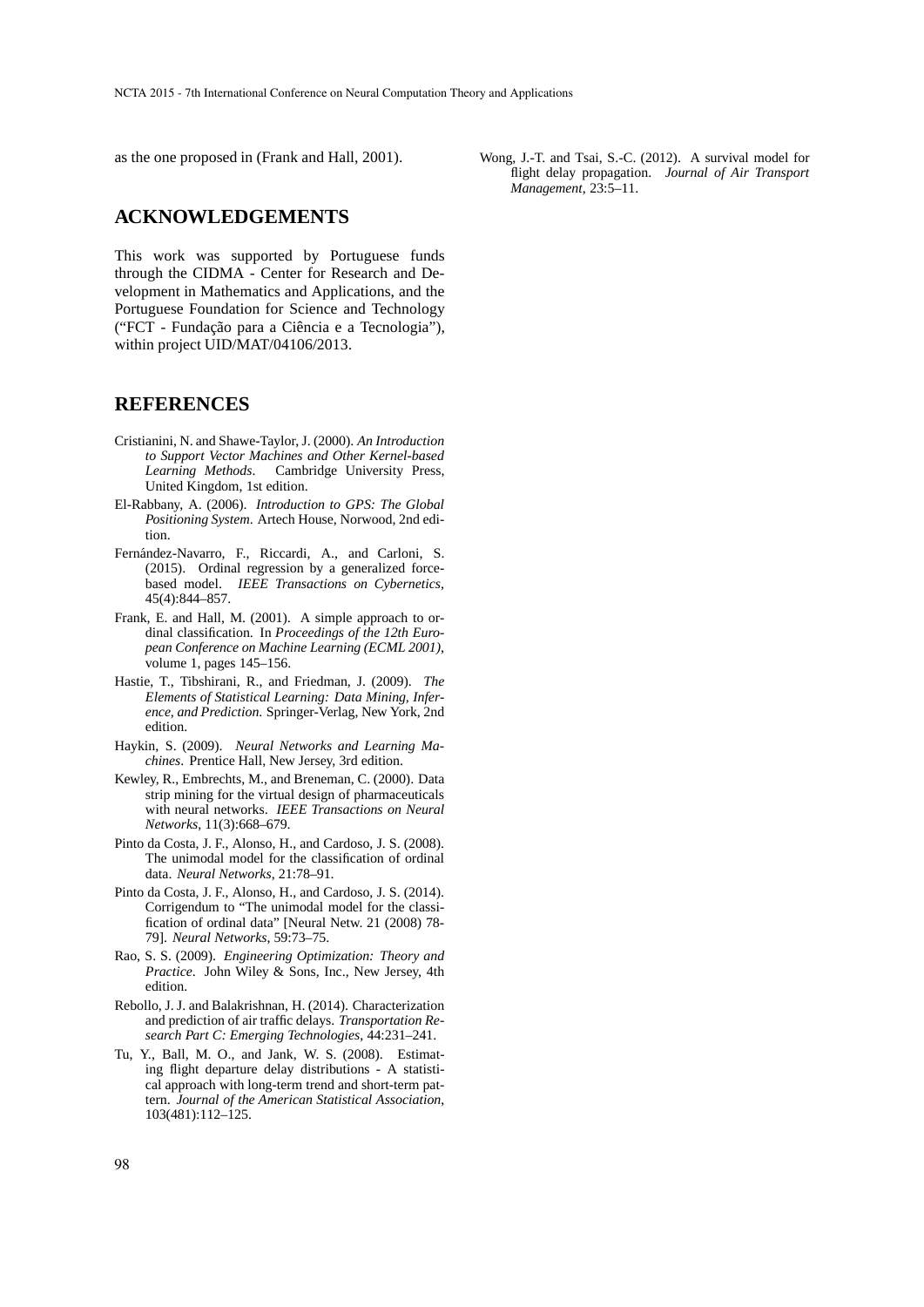as the one proposed in (Frank and Hall, 2001).

## ACKNOWLEDGEMENTS

This work was supported by Portuguese funds through the CIDMA - Center for Research and Development in Mathematics and Applications, and the Portuguese Foundation for Science and Technology ("FCT - Fundação para a Ciência e a Tecnologia"), within project UID/MAT/04106/2013.

## REFERENCES

Cristianini, N. and Shawe-Taylor, J. (2000). *An Introduction to Support Vector Machines and Other Kernel-based Learning Methods*. Cambridge University Press, United Kingdom, 1st edition.

El-Rabbany, A. (2006). *Introduction to GPS: The Global Positioning System*. Artech House, Norwood, 2nd edition.

Fernández-Navarro, F., Riccardi, A., and Carloni, S. (2015). Ordinal regression by a generalized force-based model. *IEEE Transactions on Cybernetics*, 45(4):844–857.

Frank, E. and Hall, M. (2001). A simple approach to ordinal classification. In *Proceedings of the 12th European Conference on Machine Learning (ECML 2001)*, volume 1, pages 145–156.

Hastie, T., Tibshirani, R., and Friedman, J. (2009). *The Elements of Statistical Learning: Data Mining, Inference, and Prediction*. Springer-Verlag, New York, 2nd edition.

Haykin, S. (2009). *Neural Networks and Learning Machines*. Prentice Hall, New Jersey, 3rd edition.

Kewley, R., Embrechts, M., and Breneman, C. (2000). Data strip mining for the virtual design of pharmaceuticals with neural networks. *IEEE Transactions on Neural Networks*, 11(3):668–679.

Pinto da Costa, J. F., Alonso, H., and Cardoso, J. S. (2008). The unimodal model for the classification of ordinal data. *Neural Networks*, 21:78–91.

Pinto da Costa, J. F., Alonso, H., and Cardoso, J. S. (2014). Corrigendum to "The unimodal model for the classification of ordinal data" [Neural Netw. 21 (2008) 78-79]. *Neural Networks*, 59:73–75.

Rao, S. S. (2009). *Engineering Optimization: Theory and Practice*. John Wiley & Sons, Inc., New Jersey, 4th edition.

Rebollo, J. J. and Balakrishnan, H. (2014). Characterization and prediction of air traffic delays. *Transportation Research Part C: Emerging Technologies*, 44:231–241.

Tu, Y., Ball, M. O., and Jank, W. S. (2008). Estimating flight departure delay distributions - A statistical approach with long-term trend and short-term pattern. *Journal of the American Statistical Association*, 103(481):112–125.

Wong, J.-T. and Tsai, S.-C. (2012). A survival model for flight delay propagation. *Journal of Air Transport Management*, 23:5–11.